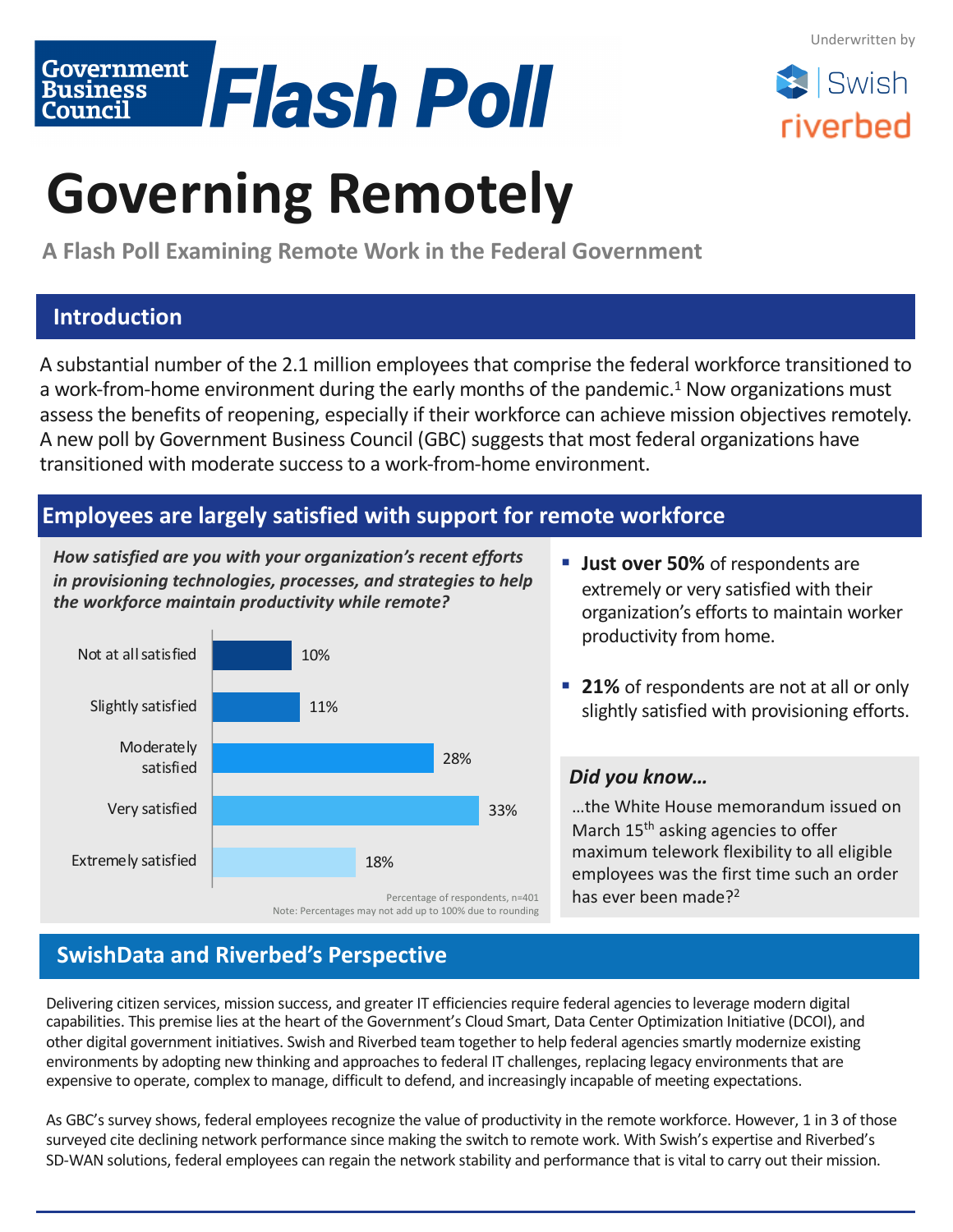Underwritten by Swish | riverbed

# Government Business Council Flash Poll

# Governing Remotely

**A Flash Poll Examining Remote Work in the Federal Government**

## Introduction

A substantial number of the 2.1 million employees that comprise the federal workforce transitioned to a work-from-home environment during the early months of the pandemic.[1] Now organizations must assess the benefits of reopening, especially if their workforce can achieve mission objectives remotely. A new poll by Government Business Council (GBC) suggests that most federal organizations have transitioned with moderate success to a work-from-home environment.

## Employees are largely satisfied with support for remote workforce

***How satisfied are you with your organization's recent efforts in provisioning technologies, processes, and strategies to help the workforce maintain productivity while remote?***

| Response | Percentage |
|---|---|
| Not at all satisfied | 10% |
| Slightly satisfied | 11% |
| Moderately satisfied | 28% |
| Very satisfied | 33% |
| Extremely satisfied | 18% |

Percentage of respondents, n=401
Note: Percentages may not add up to 100% due to rounding

- **Just over 50%** of respondents are extremely or very satisfied with their organization's efforts to maintain worker productivity from home.
- **21%** of respondents are not at all or only slightly satisfied with provisioning efforts.

### *Did you know…*

…the White House memorandum issued on March 15th asking agencies to offer maximum telework flexibility to all eligible employees was the first time such an order has ever been made?[2]

## SwishData and Riverbed's Perspective

Delivering citizen services, mission success, and greater IT efficiencies require federal agencies to leverage modern digital capabilities. This premise lies at the heart of the Government's Cloud Smart, Data Center Optimization Initiative (DCOI), and other digital government initiatives. Swish and Riverbed team together to help federal agencies smartly modernize existing environments by adopting new thinking and approaches to federal IT challenges, replacing legacy environments that are expensive to operate, complex to manage, difficult to defend, and increasingly incapable of meeting expectations.

As GBC's survey shows, federal employees recognize the value of productivity in the remote workforce. However, 1 in 3 of those surveyed cite declining network performance since making the switch to remote work. With Swish's expertise and Riverbed's SD-WAN solutions, federal employees can regain the network stability and performance that is vital to carry out their mission.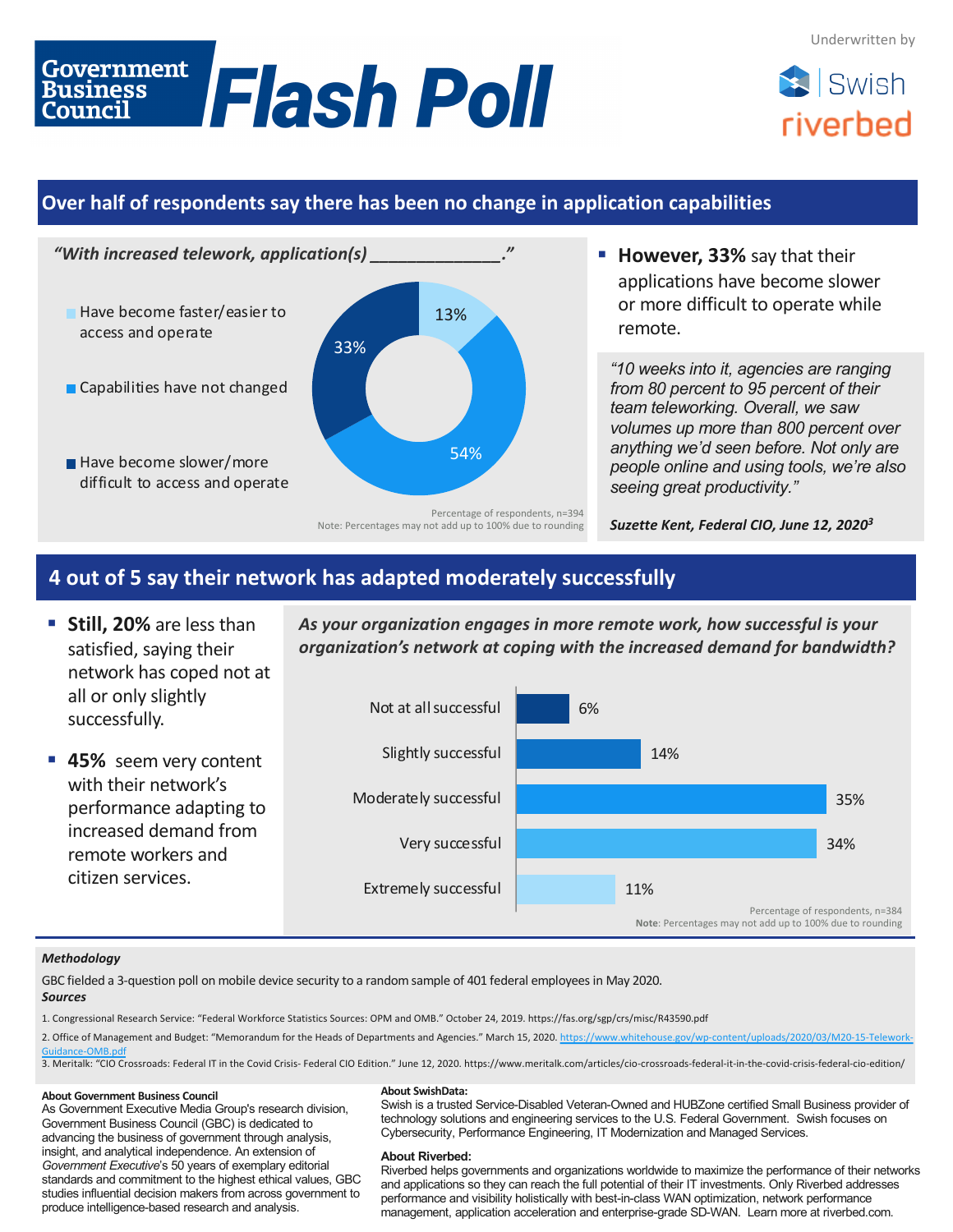Underwritten by

Swish

riverbed

# Government Business Council Flash Poll

## Over half of respondents say there has been no change in application capabilities

*"With increased telework, application(s) _____________."*

- Have become faster/easier to access and operate
- Capabilities have not changed
- Have become slower/more difficult to access and operate

13%

54%

33%

Percentage of respondents, n=394
Note: Percentages may not add up to 100% due to rounding

- **However, 33%** say that their applications have become slower or more difficult to operate while remote.

*"10 weeks into it, agencies are ranging from 80 percent to 95 percent of their team teleworking. Overall, we saw volumes up more than 800 percent over anything we'd seen before. Not only are people online and using tools, we're also seeing great productivity."*

***Suzette Kent, Federal CIO, June 12, 2020[3]***

## 4 out of 5 say their network has adapted moderately successfully

- **Still, 20%** are less than satisfied, saying their network has coped not at all or only slightly successfully.
- **45%** seem very content with their network's performance adapting to increased demand from remote workers and citizen services.

***As your organization engages in more remote work, how successful is your organization's network at coping with the increased demand for bandwidth?***

Not at all successful 6%

Slightly successful 14%

Moderately successful 35%

Very successful 34%

Extremely successful 11%

Percentage of respondents, n=384
**Note**: Percentages may not add up to 100% due to rounding

***Methodology***

GBC fielded a 3-question poll on mobile device security to a random sample of 401 federal employees in May 2020.

***Sources***

1. Congressional Research Service: "Federal Workforce Statistics Sources: OPM and OMB." October 24, 2019. https://fas.org/sgp/crs/misc/R43590.pdf
2. Office of Management and Budget: "Memorandum for the Heads of Departments and Agencies." March 15, 2020. https://www.whitehouse.gov/wp-content/uploads/2020/03/M20-15-Telework-Guidance-OMB.pdf
3. Meritalk: "CIO Crossroads: Federal IT in the Covid Crisis- Federal CIO Edition." June 12, 2020. https://www.meritalk.com/articles/cio-crossroads-federal-it-in-the-covid-crisis-federal-cio-edition/

**About Government Business Council**
As Government Executive Media Group's research division, Government Business Council (GBC) is dedicated to advancing the business of government through analysis, insight, and analytical independence. An extension of *Government Executive*'s 50 years of exemplary editorial standards and commitment to the highest ethical values, GBC studies influential decision makers from across government to produce intelligence-based research and analysis.

**About SwishData:**
Swish is a trusted Service-Disabled Veteran-Owned and HUBZone certified Small Business provider of technology solutions and engineering services to the U.S. Federal Government. Swish focuses on Cybersecurity, Performance Engineering, IT Modernization and Managed Services.

**About Riverbed:**
Riverbed helps governments and organizations worldwide to maximize the performance of their networks and applications so they can reach the full potential of their IT investments. Only Riverbed addresses performance and visibility holistically with best-in-class WAN optimization, network performance management, application acceleration and enterprise-grade SD-WAN. Learn more at riverbed.com.